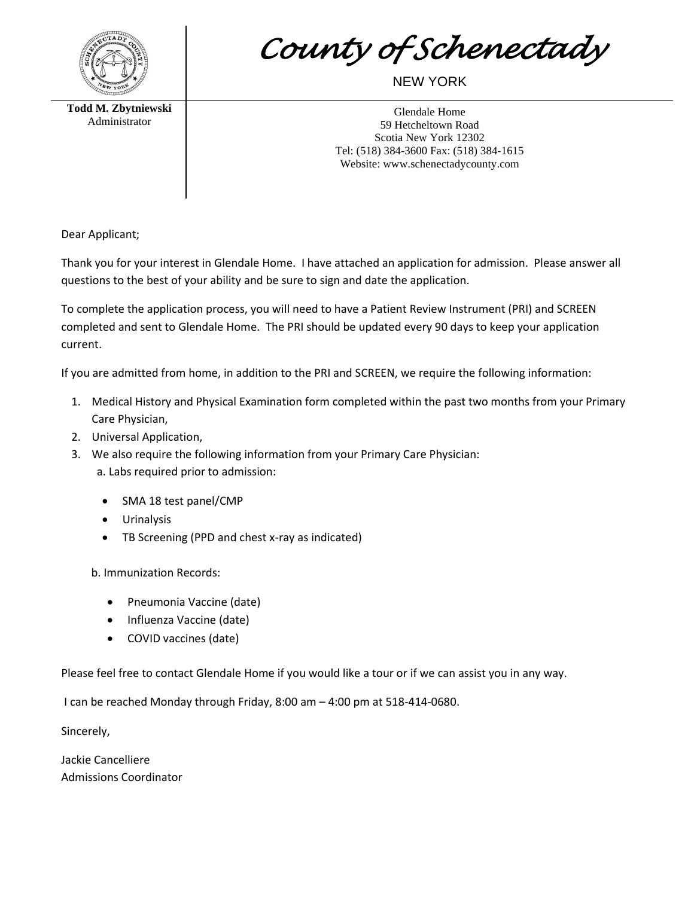# County of Schenectady

NEW YORK

**Todd M. Zbytniewski**
Administrator

Glendale Home
59 Hetcheltown Road
Scotia New York 12302
Tel: (518) 384-3600 Fax: (518) 384-1615
Website: www.schenectadycounty.com

Dear Applicant;

Thank you for your interest in Glendale Home. I have attached an application for admission. Please answer all questions to the best of your ability and be sure to sign and date the application.

To complete the application process, you will need to have a Patient Review Instrument (PRI) and SCREEN completed and sent to Glendale Home. The PRI should be updated every 90 days to keep your application current.

If you are admitted from home, in addition to the PRI and SCREEN, we require the following information:

1. Medical History and Physical Examination form completed within the past two months from your Primary Care Physician,
2. Universal Application,
3. We also require the following information from your Primary Care Physician:
   a. Labs required prior to admission:
      - SMA 18 test panel/CMP
      - Urinalysis
      - TB Screening (PPD and chest x-ray as indicated)

   b. Immunization Records:
      - Pneumonia Vaccine (date)
      - Influenza Vaccine (date)
      - COVID vaccines (date)

Please feel free to contact Glendale Home if you would like a tour or if we can assist you in any way.

I can be reached Monday through Friday, 8:00 am – 4:00 pm at 518-414-0680.

Sincerely,

Jackie Cancelliere
Admissions Coordinator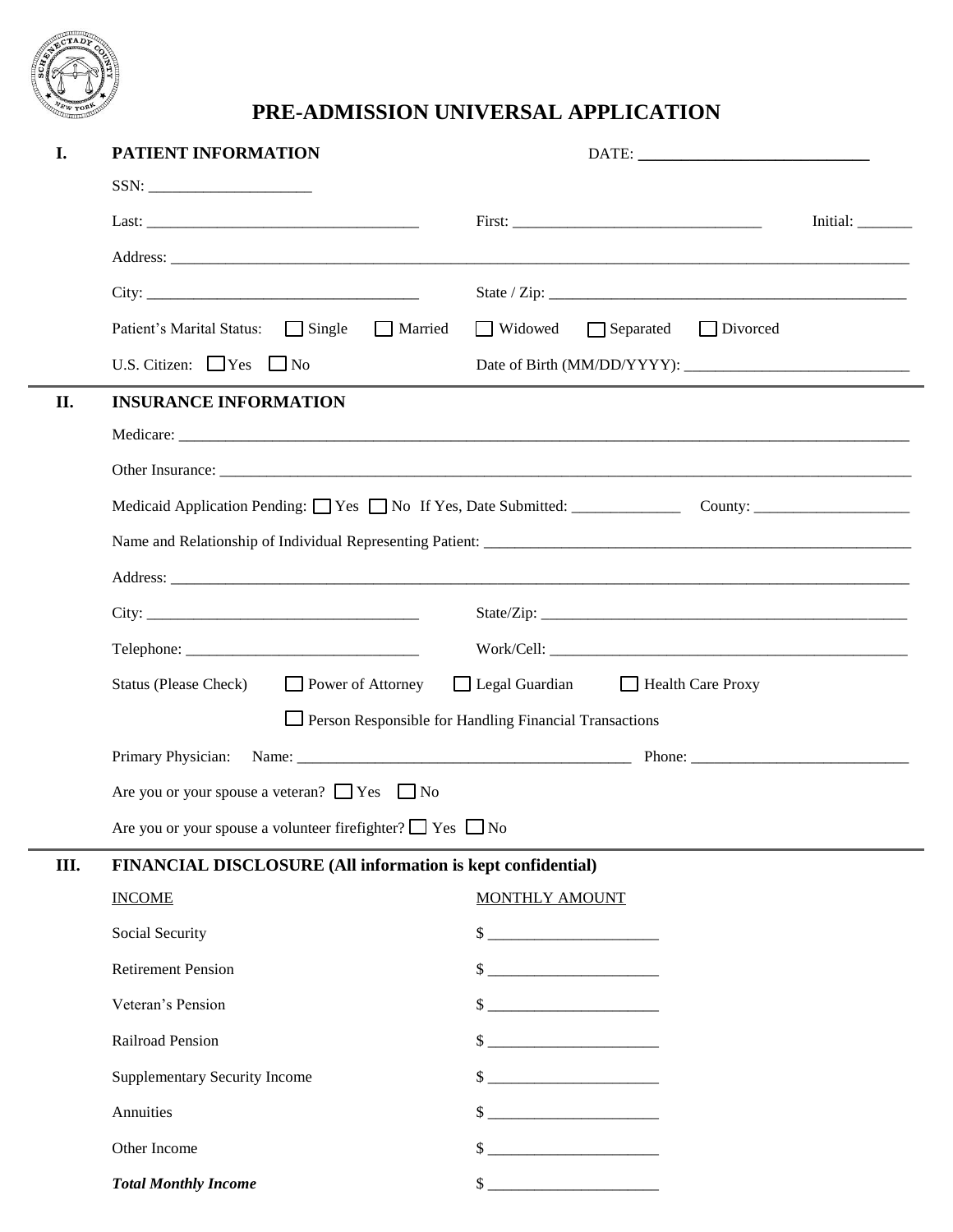# PRE-ADMISSION UNIVERSAL APPLICATION

## I. PATIENT INFORMATION

DATE: ____________________________

SSN: ____________________

Last: ___________________________________ First: ________________________________ Initial: _______

Address: ______________________________________________________________________________________

City: ___________________________________ State / Zip: _______________________________________________

Patient's Marital Status: ☐ Single ☐ Married ☐ Widowed ☐ Separated ☐ Divorced

U.S. Citizen: ☐ Yes ☐ No Date of Birth (MM/DD/YYYY): ____________________________

## II. INSURANCE INFORMATION

Medicare: ______________________________________________________________________________________

Other Insurance: _________________________________________________________________________________

Medicaid Application Pending: ☐ Yes ☐ No If Yes, Date Submitted: ______________ County: ____________________

Name and Relationship of Individual Representing Patient: ________________________________________________

Address: ______________________________________________________________________________________

City: ___________________________________ State/Zip: _________________________________________________

Telephone: ______________________________ Work/Cell: ________________________________________________

Status (Please Check) ☐ Power of Attorney ☐ Legal Guardian ☐ Health Care Proxy

☐ Person Responsible for Handling Financial Transactions

Primary Physician: Name: ___________________________________________ Phone: ____________________________

Are you or your spouse a veteran? ☐ Yes ☐ No

Are you or your spouse a volunteer firefighter? ☐ Yes ☐ No

## III. FINANCIAL DISCLOSURE (All information is kept confidential)

| INCOME | MONTHLY AMOUNT |
|---|---|
| Social Security | $ ______________________ |
| Retirement Pension | $ ______________________ |
| Veteran's Pension | $ ______________________ |
| Railroad Pension | $ ______________________ |
| Supplementary Security Income | $ ______________________ |
| Annuities | $ ______________________ |
| Other Income | $ ______________________ |
| ***Total Monthly Income*** | $ ______________________ |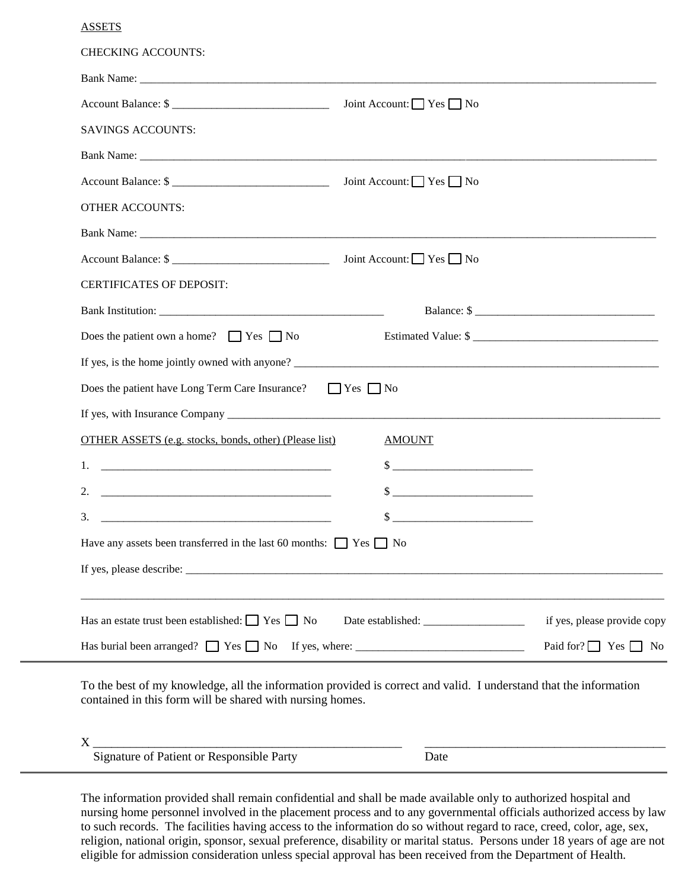ASSETS

CHECKING ACCOUNTS:

Bank Name: ______________________________________________

Account Balance: $ ____________________ Joint Account: ☐ Yes ☐ No

SAVINGS ACCOUNTS:

Bank Name: ______________________________________________

Account Balance: $ ____________________ Joint Account: ☐ Yes ☐ No

OTHER ACCOUNTS:

Bank Name: ______________________________________________

Account Balance: $ ____________________ Joint Account: ☐ Yes ☐ No

CERTIFICATES OF DEPOSIT:

Bank Institution: ______________________________ Balance: $ ____________________

Does the patient own a home? ☐ Yes ☐ No Estimated Value: $ ____________________

If yes, is the home jointly owned with anyone? ______________________________

Does the patient have Long Term Care Insurance? ☐ Yes ☐ No

If yes, with Insurance Company ______________________________

| OTHER ASSETS (e.g. stocks, bonds, other) (Please list) | AMOUNT |
|---|---|
| 1. ______________________________ | $ ____________________ |
| 2. ______________________________ | $ ____________________ |
| 3. ______________________________ | $ ____________________ |

Have any assets been transferred in the last 60 months: ☐ Yes ☐ No

If yes, please describe: ______________________________________________

______________________________________________

Has an estate trust been established: ☐ Yes ☐ No Date established: ______________ if yes, please provide copy

Has burial been arranged? ☐ Yes ☐ No If yes, where: ______________________ Paid for? ☐ Yes ☐ No

---

To the best of my knowledge, all the information provided is correct and valid. I understand that the information contained in this form will be shared with nursing homes.

X ______________________________________ ______________________________

Signature of Patient or Responsible Party Date

---

The information provided shall remain confidential and shall be made available only to authorized hospital and nursing home personnel involved in the placement process and to any governmental officials authorized access by law to such records. The facilities having access to the information do so without regard to race, creed, color, age, sex, religion, national origin, sponsor, sexual preference, disability or marital status. Persons under 18 years of age are not eligible for admission consideration unless special approval has been received from the Department of Health.